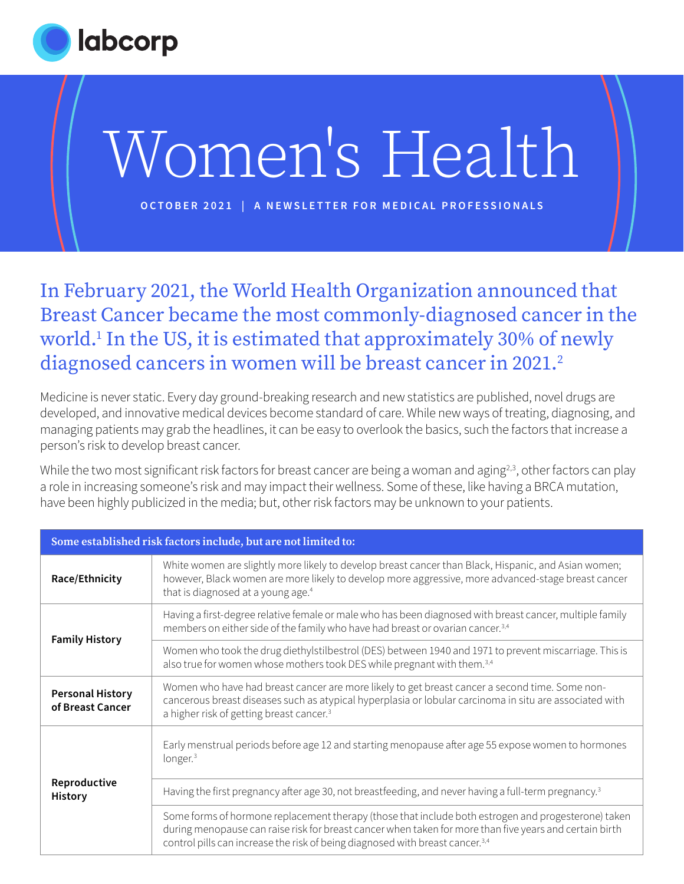labcorp

# Women's Health

OCTOBER 2021 | A NEWSLETTER FOR MEDICAL PROFESSIONALS

## In February 2021, the World Health Organization announced that Breast Cancer became the most commonly-diagnosed cancer in the world.[1] In the US, it is estimated that approximately 30% of newly diagnosed cancers in women will be breast cancer in 2021.[2]

Medicine is never static. Every day ground-breaking research and new statistics are published, novel drugs are developed, and innovative medical devices become standard of care. While new ways of treating, diagnosing, and managing patients may grab the headlines, it can be easy to overlook the basics, such the factors that increase a person's risk to develop breast cancer.

While the two most significant risk factors for breast cancer are being a woman and aging[2,3], other factors can play a role in increasing someone's risk and may impact their wellness. Some of these, like having a BRCA mutation, have been highly publicized in the media; but, other risk factors may be unknown to your patients.

| Some established risk factors include, but are not limited to: | |
|---|---|
| **Race/Ethnicity** | White women are slightly more likely to develop breast cancer than Black, Hispanic, and Asian women; however, Black women are more likely to develop more aggressive, more advanced-stage breast cancer that is diagnosed at a young age.[4] |
| **Family History** | Having a first-degree relative female or male who has been diagnosed with breast cancer, multiple family members on either side of the family who have had breast or ovarian cancer.[3,4] |
| | Women who took the drug diethylstilbestrol (DES) between 1940 and 1971 to prevent miscarriage. This is also true for women whose mothers took DES while pregnant with them.[3,4] |
| **Personal History of Breast Cancer** | Women who have had breast cancer are more likely to get breast cancer a second time. Some non-cancerous breast diseases such as atypical hyperplasia or lobular carcinoma in situ are associated with a higher risk of getting breast cancer.[3] |
| **Reproductive History** | Early menstrual periods before age 12 and starting menopause after age 55 expose women to hormones longer.[3] |
| | Having the first pregnancy after age 30, not breastfeeding, and never having a full-term pregnancy.[3] |
| | Some forms of hormone replacement therapy (those that include both estrogen and progesterone) taken during menopause can raise risk for breast cancer when taken for more than five years and certain birth control pills can increase the risk of being diagnosed with breast cancer.[3,4] |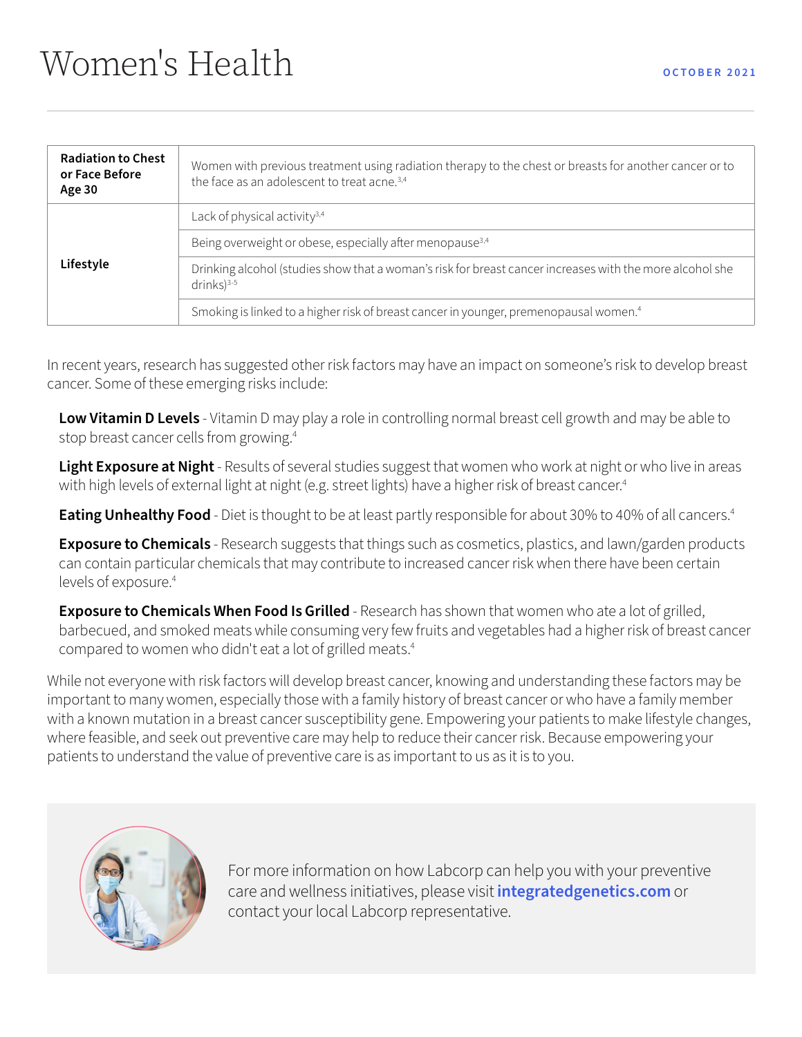| | |
|---|---|
| **Radiation to Chest or Face Before Age 30** | Women with previous treatment using radiation therapy to the chest or breasts for another cancer or to the face as an adolescent to treat acne.[3,4] |
| **Lifestyle** | Lack of physical activity[3,4] |
| | Being overweight or obese, especially after menopause[3,4] |
| | Drinking alcohol (studies show that a woman's risk for breast cancer increases with the more alcohol she drinks)[3-5] |
| | Smoking is linked to a higher risk of breast cancer in younger, premenopausal women.[4] |

In recent years, research has suggested other risk factors may have an impact on someone's risk to develop breast cancer. Some of these emerging risks include:

**Low Vitamin D Levels** - Vitamin D may play a role in controlling normal breast cell growth and may be able to stop breast cancer cells from growing.[4]

**Light Exposure at Night** - Results of several studies suggest that women who work at night or who live in areas with high levels of external light at night (e.g. street lights) have a higher risk of breast cancer.[4]

**Eating Unhealthy Food** - Diet is thought to be at least partly responsible for about 30% to 40% of all cancers.[4]

**Exposure to Chemicals** - Research suggests that things such as cosmetics, plastics, and lawn/garden products can contain particular chemicals that may contribute to increased cancer risk when there have been certain levels of exposure.[4]

**Exposure to Chemicals When Food Is Grilled** - Research has shown that women who ate a lot of grilled, barbecued, and smoked meats while consuming very few fruits and vegetables had a higher risk of breast cancer compared to women who didn't eat a lot of grilled meats.[4]

While not everyone with risk factors will develop breast cancer, knowing and understanding these factors may be important to many women, especially those with a family history of breast cancer or who have a family member with a known mutation in a breast cancer susceptibility gene. Empowering your patients to make lifestyle changes, where feasible, and seek out preventive care may help to reduce their cancer risk. Because empowering your patients to understand the value of preventive care is as important to us as it is to you.

For more information on how Labcorp can help you with your preventive care and wellness initiatives, please visit **integratedgenetics.com** or contact your local Labcorp representative.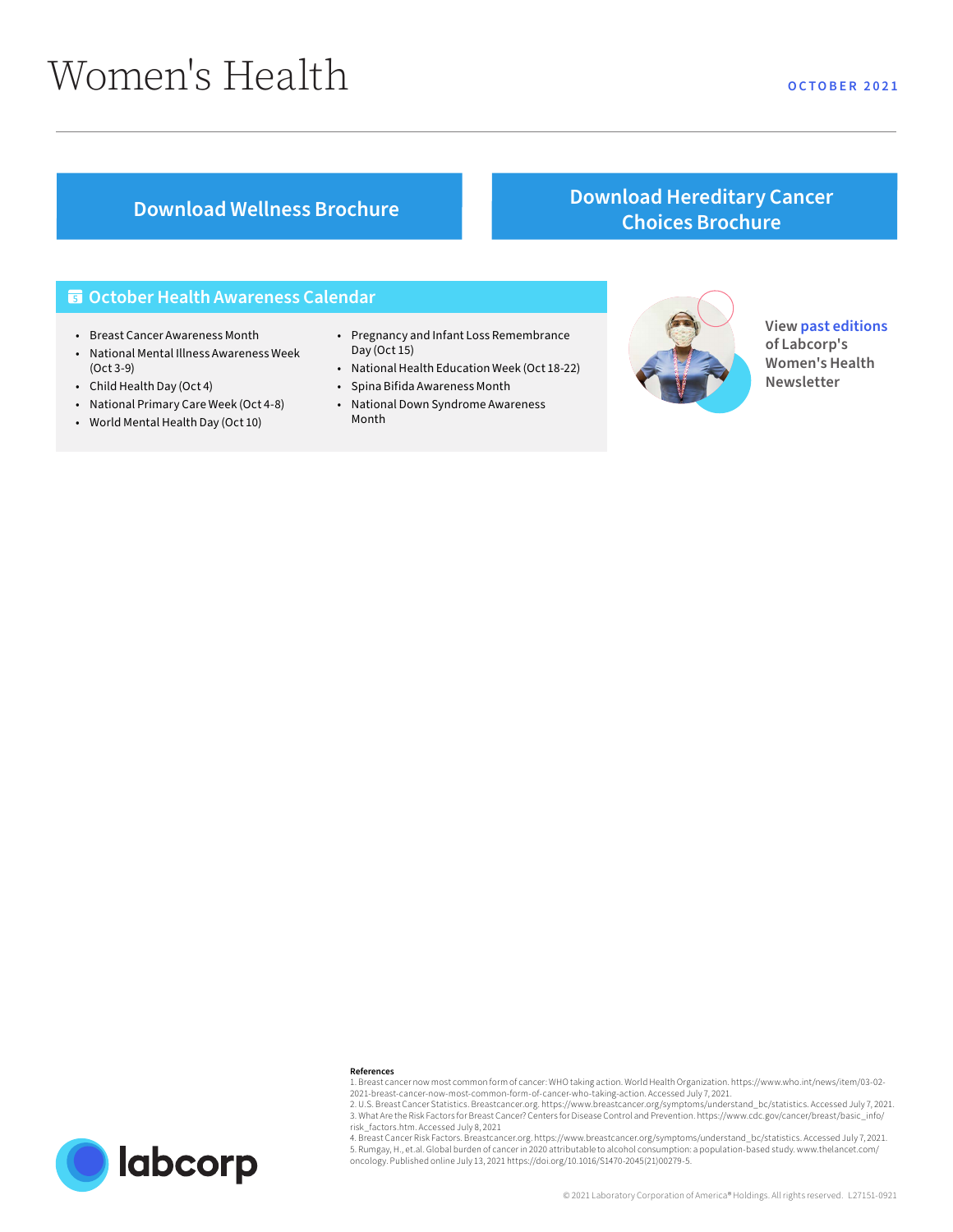# Women's Health

OCTOBER 2021

Download Wellness Brochure

Download Hereditary Cancer Choices Brochure

## October Health Awareness Calendar

- Breast Cancer Awareness Month
- National Mental Illness Awareness Week (Oct 3-9)
- Child Health Day (Oct 4)
- National Primary Care Week (Oct 4-8)
- World Mental Health Day (Oct 10)
- Pregnancy and Infant Loss Remembrance Day (Oct 15)
- National Health Education Week (Oct 18-22)
- Spina Bifida Awareness Month
- National Down Syndrome Awareness Month

View past editions of Labcorp's Women's Health Newsletter

**References**

1. Breast cancer now most common form of cancer: WHO taking action. World Health Organization. https://www.who.int/news/item/03-02-2021-breast-cancer-now-most-common-form-of-cancer-who-taking-action. Accessed July 7, 2021.
2. U.S. Breast Cancer Statistics. Breastcancer.org. https://www.breastcancer.org/symptoms/understand_bc/statistics. Accessed July 7, 2021.
3. What Are the Risk Factors for Breast Cancer? Centers for Disease Control and Prevention. https://www.cdc.gov/cancer/breast/basic_info/risk_factors.htm. Accessed July 8, 2021
4. Breast Cancer Risk Factors. Breastcancer.org. https://www.breastcancer.org/symptoms/understand_bc/statistics. Accessed July 7, 2021.
5. Rumgay, H., et.al. Global burden of cancer in 2020 attributable to alcohol consumption: a population-based study. www.thelancet.com/oncology. Published online July 13, 2021 https://doi.org/10.1016/S1470-2045(21)00279-5.

labcorp

© 2021 Laboratory Corporation of America® Holdings. All rights reserved. L27151-0921